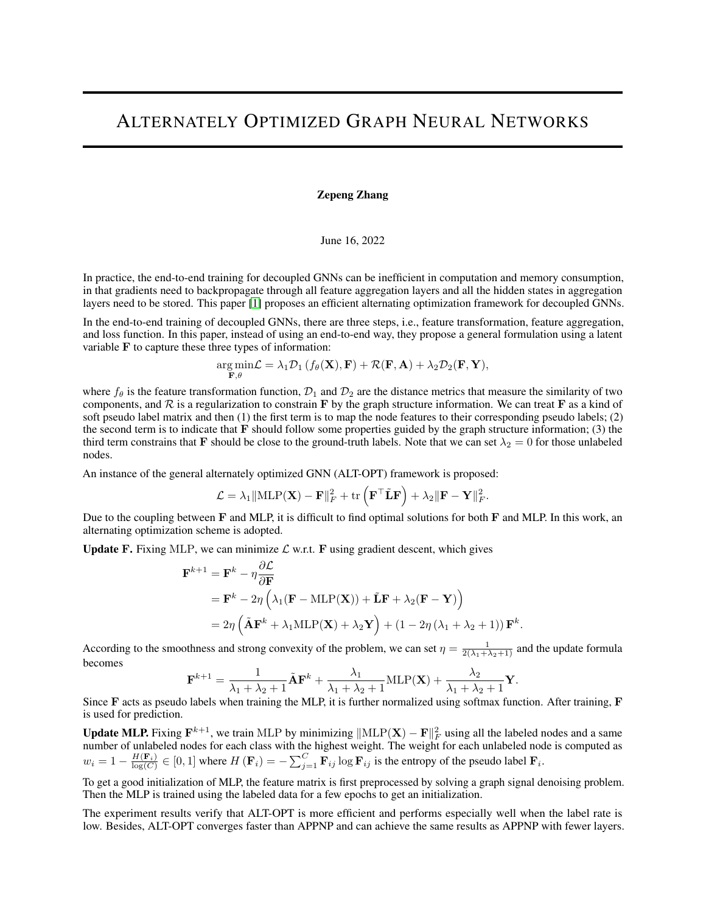# Alternately Optimized Graph Neural Networks

**Zepeng Zhang**

June 16, 2022

In practice, the end-to-end training for decoupled GNNs can be inefficient in computation and memory consumption, in that gradients need to backpropagate through all feature aggregation layers and all the hidden states in aggregation layers need to be stored. This paper [1] proposes an efficient alternating optimization framework for decoupled GNNs.

In the end-to-end training of decoupled GNNs, there are three steps, i.e., feature transformation, feature aggregation, and loss function. In this paper, instead of using an end-to-end way, they propose a general formulation using a latent variable $\mathbf{F}$ to capture these three types of information:

$$\underset{\mathbf{F},\theta}{\arg\min} \mathcal{L} = \lambda_1 \mathcal{D}_1 \left( f_\theta(\mathbf{X}), \mathbf{F} \right) + \mathcal{R}(\mathbf{F}, \mathbf{A}) + \lambda_2 \mathcal{D}_2(\mathbf{F}, \mathbf{Y}),$$

where $f_\theta$ is the feature transformation function, $\mathcal{D}_1$ and $\mathcal{D}_2$ are the distance metrics that measure the similarity of two components, and $\mathcal{R}$ is a regularization to constrain $\mathbf{F}$ by the graph structure information. We can treat $\mathbf{F}$ as a kind of soft pseudo label matrix and then (1) the first term is to map the node features to their corresponding pseudo labels; (2) the second term is to indicate that $\mathbf{F}$ should follow some properties guided by the graph structure information; (3) the third term constrains that $\mathbf{F}$ should be close to the ground-truth labels. Note that we can set $\lambda_2 = 0$ for those unlabeled nodes.

An instance of the general alternately optimized GNN (ALT-OPT) framework is proposed:

$$\mathcal{L} = \lambda_1 \|\mathrm{MLP}(\mathbf{X}) - \mathbf{F}\|_F^2 + \mathrm{tr}\left( \mathbf{F}^\top \tilde{\mathbf{L}} \mathbf{F} \right) + \lambda_2 \|\mathbf{F} - \mathbf{Y}\|_F^2.$$

Due to the coupling between $\mathbf{F}$ and MLP, it is difficult to find optimal solutions for both $\mathbf{F}$ and MLP. In this work, an alternating optimization scheme is adopted.

**Update F.** Fixing MLP, we can minimize $\mathcal{L}$ w.r.t. $\mathbf{F}$ using gradient descent, which gives

$$\begin{aligned}
\mathbf{F}^{k+1} &= \mathbf{F}^k - \eta \frac{\partial \mathcal{L}}{\partial \mathbf{F}} \\
&= \mathbf{F}^k - 2\eta \left( \lambda_1(\mathbf{F} - \mathrm{MLP}(\mathbf{X})) + \tilde{\mathbf{L}}\mathbf{F} + \lambda_2(\mathbf{F} - \mathbf{Y}) \right) \\
&= 2\eta \left( \tilde{\mathbf{A}}\mathbf{F}^k + \lambda_1 \mathrm{MLP}(\mathbf{X}) + \lambda_2 \mathbf{Y} \right) + \left( 1 - 2\eta \left( \lambda_1 + \lambda_2 + 1 \right) \right) \mathbf{F}^k.
\end{aligned}$$

According to the smoothness and strong convexity of the problem, we can set $\eta = \frac{1}{2(\lambda_1 + \lambda_2 + 1)}$ and the update formula becomes

$$\mathbf{F}^{k+1} = \frac{1}{\lambda_1 + \lambda_2 + 1} \tilde{\mathbf{A}} \mathbf{F}^k + \frac{\lambda_1}{\lambda_1 + \lambda_2 + 1} \mathrm{MLP}(\mathbf{X}) + \frac{\lambda_2}{\lambda_1 + \lambda_2 + 1} \mathbf{Y}.$$

Since $\mathbf{F}$ acts as pseudo labels when training the MLP, it is further normalized using softmax function. After training, $\mathbf{F}$ is used for prediction.

**Update MLP.** Fixing $\mathbf{F}^{k+1}$, we train MLP by minimizing $\|\mathrm{MLP}(\mathbf{X}) - \mathbf{F}\|_F^2$ using all the labeled nodes and a same number of unlabeled nodes for each class with the highest weight. The weight for each unlabeled node is computed as $w_i = 1 - \frac{H(\mathbf{F}_i)}{\log(C)} \in [0, 1]$ where $H(\mathbf{F}_i) = -\sum_{j=1}^{C} \mathbf{F}_{ij} \log \mathbf{F}_{ij}$ is the entropy of the pseudo label $\mathbf{F}_i$.

To get a good initialization of MLP, the feature matrix is first preprocessed by solving a graph signal denoising problem. Then the MLP is trained using the labeled data for a few epochs to get an initialization.

The experiment results verify that ALT-OPT is more efficient and performs especially well when the label rate is low. Besides, ALT-OPT converges faster than APPNP and can achieve the same results as APPNP with fewer layers.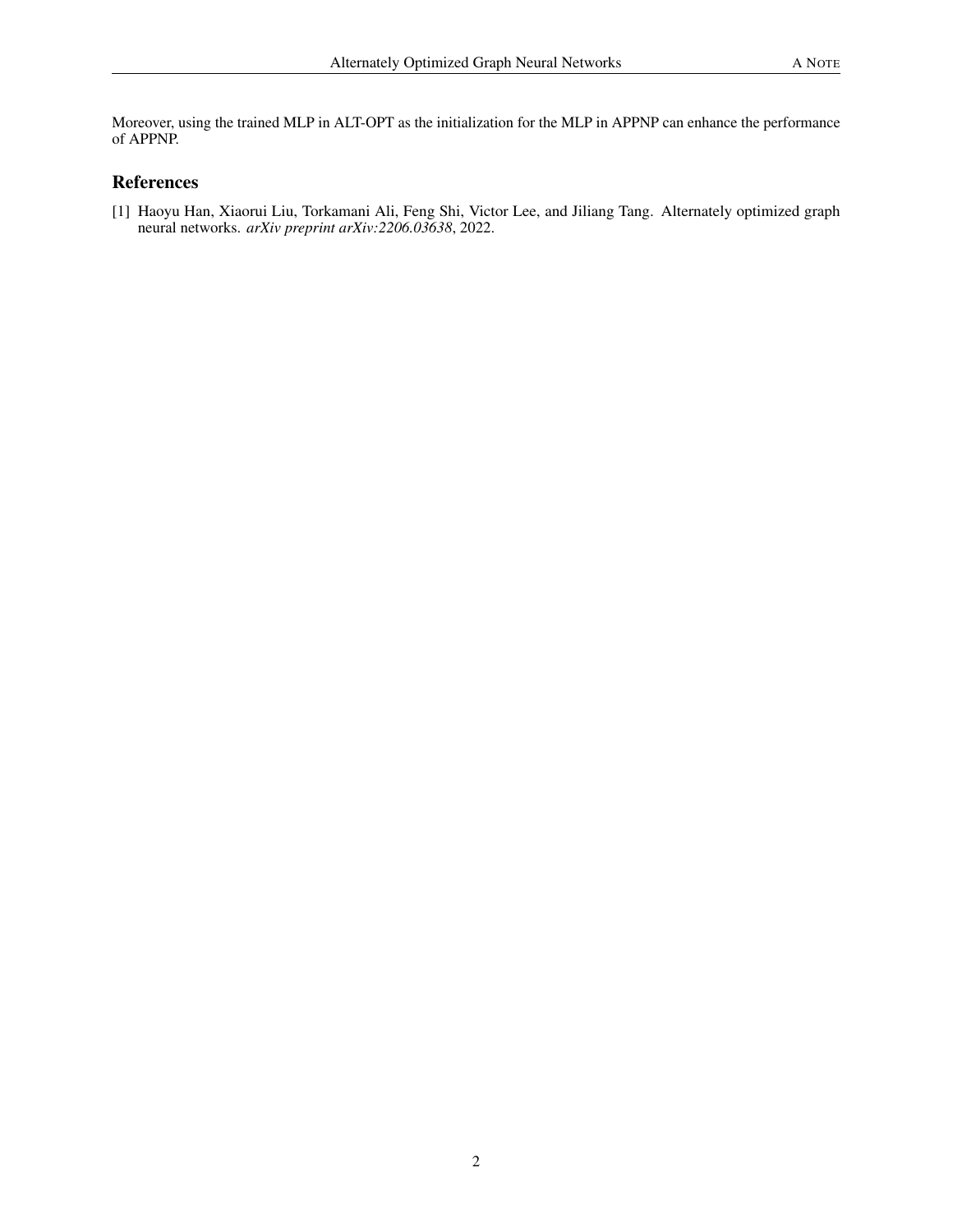Moreover, using the trained MLP in ALT-OPT as the initialization for the MLP in APPNP can enhance the performance of APPNP.

## References

[1] Haoyu Han, Xiaorui Liu, Torkamani Ali, Feng Shi, Victor Lee, and Jiliang Tang. Alternately optimized graph neural networks. *arXiv preprint arXiv:2206.03638*, 2022.